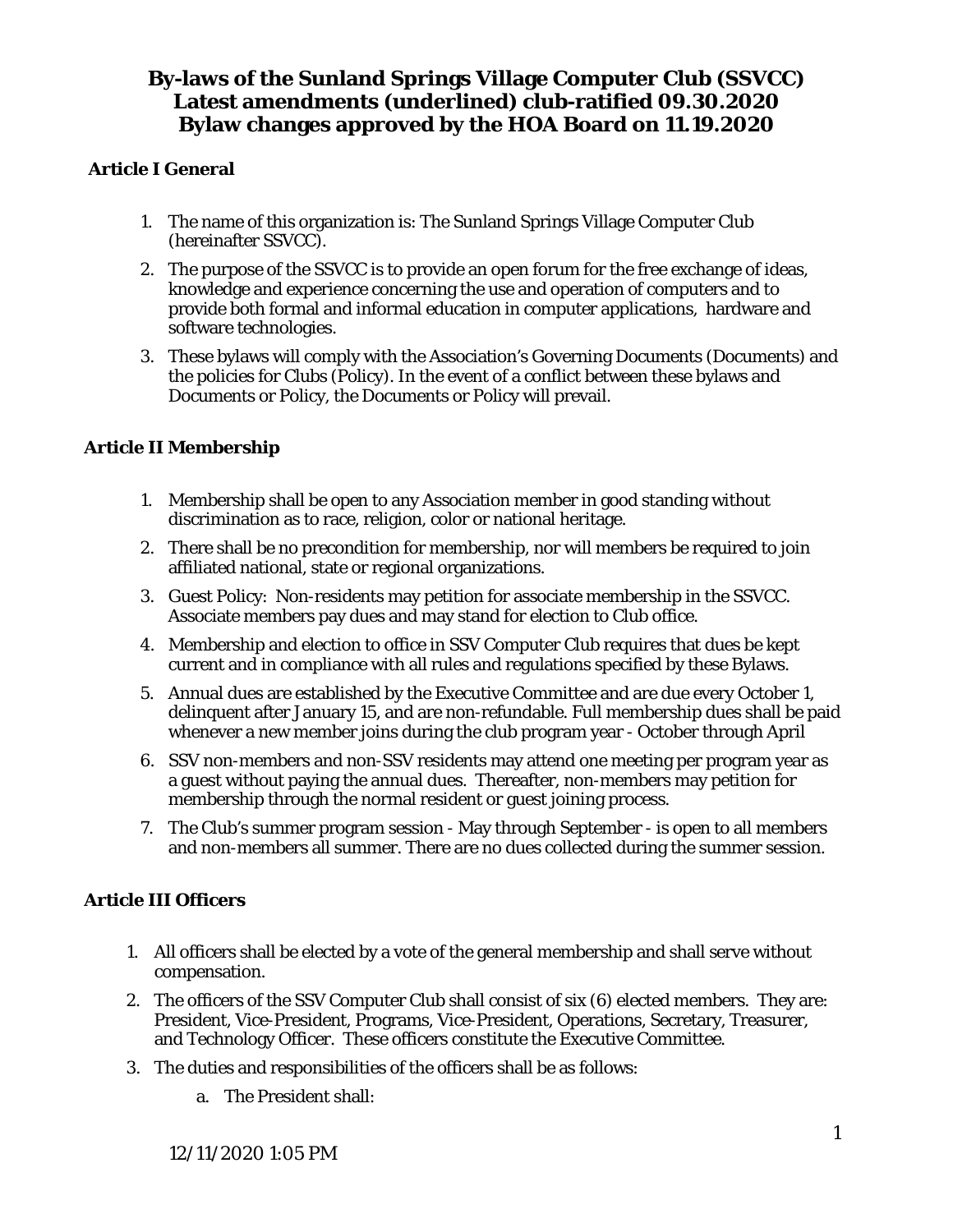# By-laws of the Sunland Springs Village Computer Club (SSVCC)
# Latest amendments (underlined) club-ratified 09.30.2020
# Bylaw changes approved by the HOA Board on 11.19.2020

## Article I General

1. The name of this organization is: The Sunland Springs Village Computer Club (hereinafter SSVCC).
2. The purpose of the SSVCC is to provide an open forum for the free exchange of ideas, knowledge and experience concerning the use and operation of computers and to provide both formal and informal education in computer applications, hardware and software technologies.
3. These bylaws will comply with the Association's Governing Documents (Documents) and the policies for Clubs (Policy). In the event of a conflict between these bylaws and Documents or Policy, the Documents or Policy will prevail.

## Article II Membership

1. Membership shall be open to any Association member in good standing without discrimination as to race, religion, color or national heritage.
2. There shall be no precondition for membership, nor will members be required to join affiliated national, state or regional organizations.
3. Guest Policy: Non-residents may petition for associate membership in the SSVCC. Associate members pay dues and may stand for election to Club office.
4. Membership and election to office in SSV Computer Club requires that dues be kept current and in compliance with all rules and regulations specified by these Bylaws.
5. Annual dues are established by the Executive Committee and are due every October 1, delinquent after January 15, and are non-refundable. Full membership dues shall be paid whenever a new member joins during the club program year - October through April
6. SSV non-members and non-SSV residents may attend one meeting per program year as a guest without paying the annual dues. Thereafter, non-members may petition for membership through the normal resident or guest joining process.
7. The Club's summer program session - May through September - is open to all members and non-members all summer. There are no dues collected during the summer session.

## Article III Officers

1. All officers shall be elected by a vote of the general membership and shall serve without compensation.
2. The officers of the SSV Computer Club shall consist of six (6) elected members. They are: President, Vice-President, Programs, Vice-President, Operations, Secretary, Treasurer, and Technology Officer. These officers constitute the Executive Committee.
3. The duties and responsibilities of the officers shall be as follows:
    a. The President shall: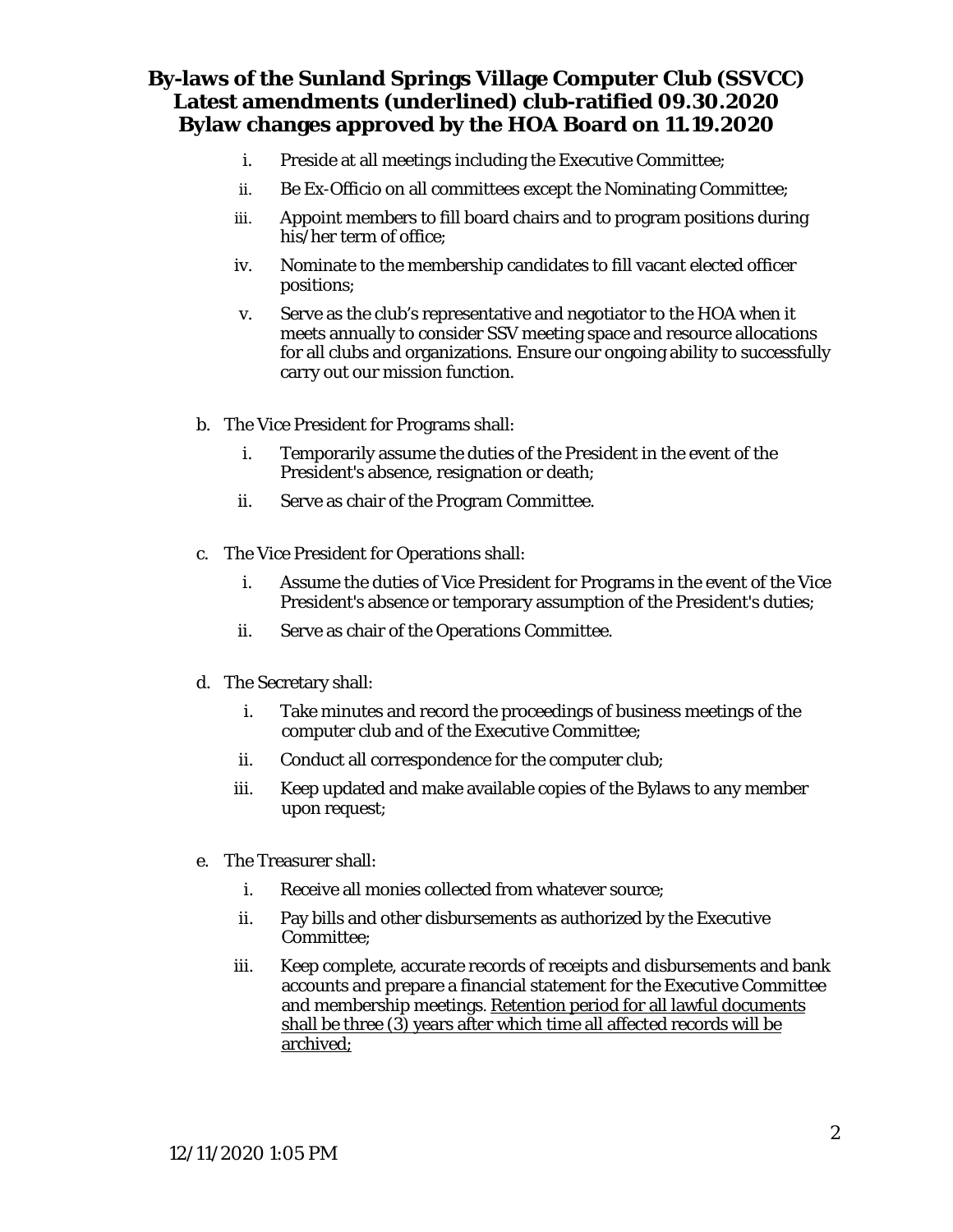i. Preside at all meetings including the Executive Committee;

   ii. Be Ex-Officio on all committees except the Nominating Committee;

   iii. Appoint members to fill board chairs and to program positions during his/her term of office;

   iv. Nominate to the membership candidates to fill vacant elected officer positions;

   v. Serve as the club's representative and negotiator to the HOA when it meets annually to consider SSV meeting space and resource allocations for all clubs and organizations. Ensure our ongoing ability to successfully carry out our mission function.

b. The Vice President for Programs shall:

   i. Temporarily assume the duties of the President in the event of the President's absence, resignation or death;

   ii. Serve as chair of the Program Committee.

c. The Vice President for Operations shall:

   i. Assume the duties of Vice President for Programs in the event of the Vice President's absence or temporary assumption of the President's duties;

   ii. Serve as chair of the Operations Committee.

d. The Secretary shall:

   i. Take minutes and record the proceedings of business meetings of the computer club and of the Executive Committee;

   ii. Conduct all correspondence for the computer club;

   iii. Keep updated and make available copies of the Bylaws to any member upon request;

e. The Treasurer shall:

   i. Receive all monies collected from whatever source;

   ii. Pay bills and other disbursements as authorized by the Executive Committee;

   iii. Keep complete, accurate records of receipts and disbursements and bank accounts and prepare a financial statement for the Executive Committee and membership meetings. <u>Retention period for all lawful documents shall be three (3) years after which time all affected records will be archived;</u>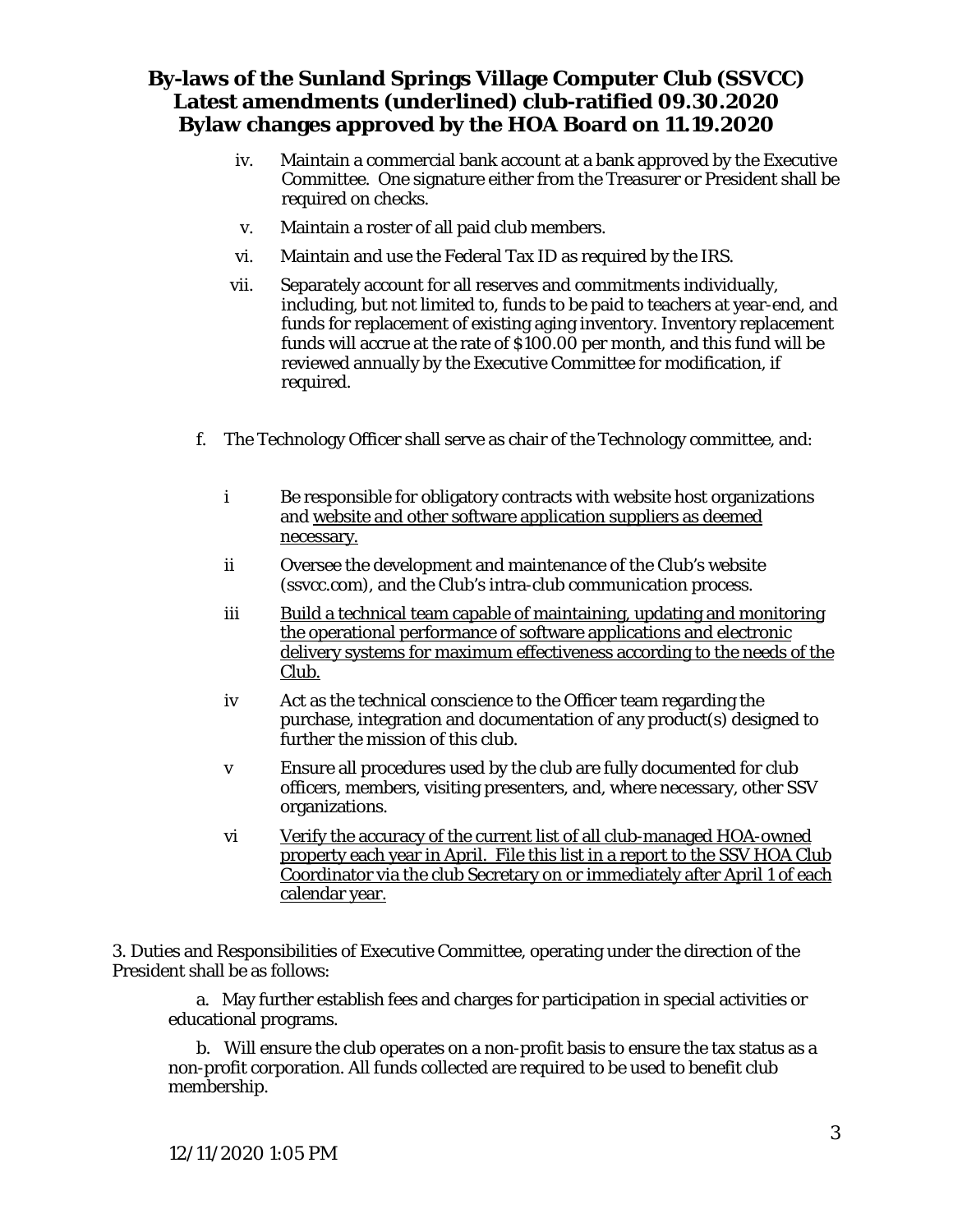iv. Maintain a commercial bank account at a bank approved by the Executive Committee. One signature either from the Treasurer or President shall be required on checks.

v. Maintain a roster of all paid club members.

vi. Maintain and use the Federal Tax ID as required by the IRS.

vii. Separately account for all reserves and commitments individually, including, but not limited to, funds to be paid to teachers at year-end, and funds for replacement of existing aging inventory. Inventory replacement funds will accrue at the rate of $100.00 per month, and this fund will be reviewed annually by the Executive Committee for modification, if required.

f. The Technology Officer shall serve as chair of the Technology committee, and:

i Be responsible for obligatory contracts with website host organizations and <u>website and other software application suppliers as deemed necessary.</u>

ii Oversee the development and maintenance of the Club's website (ssvcc.com), and the Club's intra-club communication process.

iii <u>Build a technical team capable of maintaining, updating and monitoring the operational performance of software applications and electronic delivery systems for maximum effectiveness according to the needs of the Club.</u>

iv Act as the technical conscience to the Officer team regarding the purchase, integration and documentation of any product(s) designed to further the mission of this club.

v Ensure all procedures used by the club are fully documented for club officers, members, visiting presenters, and, where necessary, other SSV organizations.

vi <u>Verify the accuracy of the current list of all club-managed HOA-owned property each year in April. File this list in a report to the SSV HOA Club Coordinator via the club Secretary on or immediately after April 1 of each calendar year.</u>

3. Duties and Responsibilities of Executive Committee, operating under the direction of the President shall be as follows:

a. May further establish fees and charges for participation in special activities or educational programs.

b. Will ensure the club operates on a non-profit basis to ensure the tax status as a non-profit corporation. All funds collected are required to be used to benefit club membership.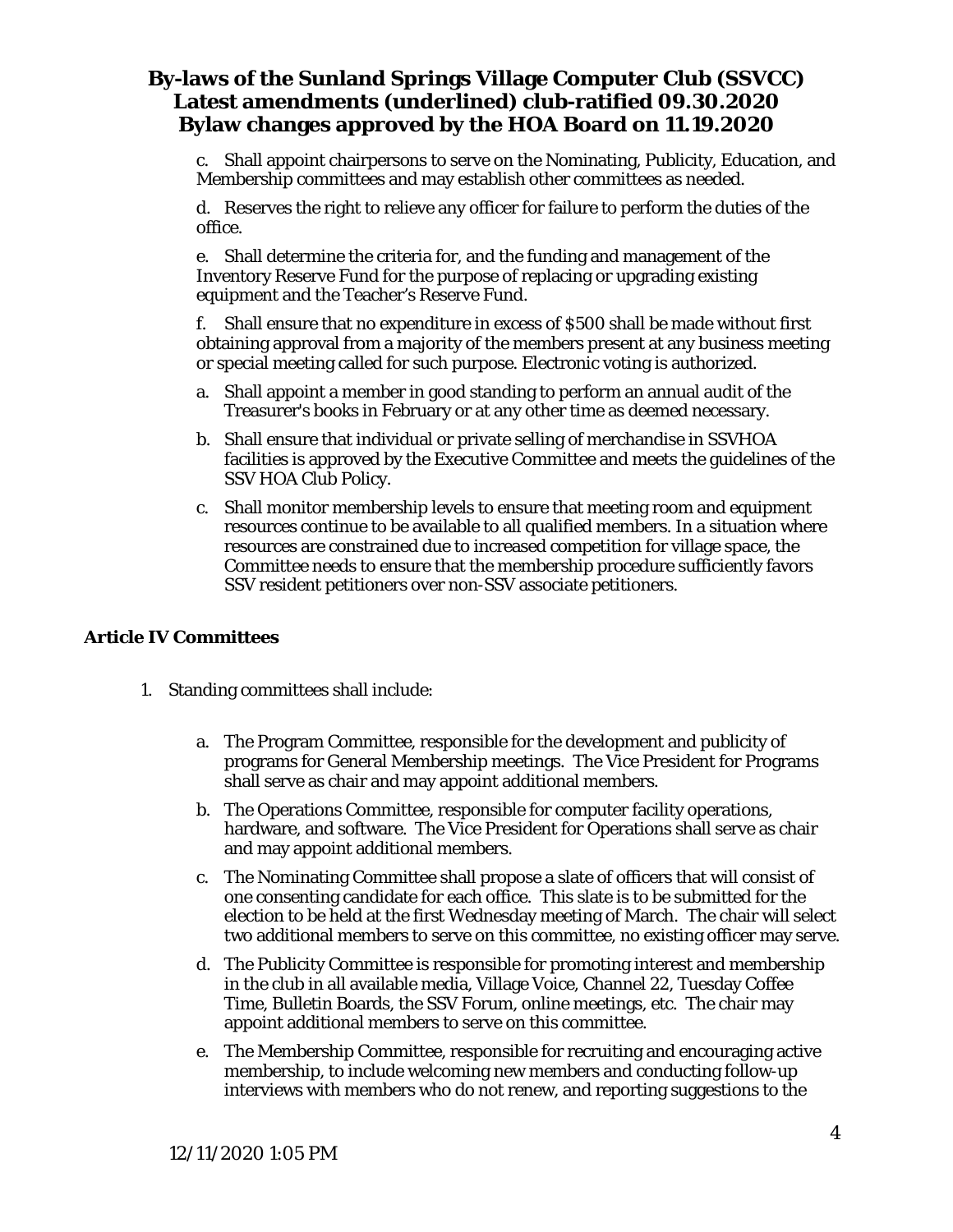c. Shall appoint chairpersons to serve on the Nominating, Publicity, Education, and Membership committees and may establish other committees as needed.

d. Reserves the right to relieve any officer for failure to perform the duties of the office.

e. Shall determine the criteria for, and the funding and management of the Inventory Reserve Fund for the purpose of replacing or upgrading existing equipment and the Teacher's Reserve Fund.

f. Shall ensure that no expenditure in excess of $500 shall be made without first obtaining approval from a majority of the members present at any business meeting or special meeting called for such purpose. Electronic voting is authorized.

a. Shall appoint a member in good standing to perform an annual audit of the Treasurer's books in February or at any other time as deemed necessary.

b. Shall ensure that individual or private selling of merchandise in SSVHOA facilities is approved by the Executive Committee and meets the guidelines of the SSV HOA Club Policy.

c. Shall monitor membership levels to ensure that meeting room and equipment resources continue to be available to all qualified members. In a situation where resources are constrained due to increased competition for village space, the Committee needs to ensure that the membership procedure sufficiently favors SSV resident petitioners over non-SSV associate petitioners.

**Article IV Committees**

1. Standing committees shall include:

   a. The Program Committee, responsible for the development and publicity of programs for General Membership meetings. The Vice President for Programs shall serve as chair and may appoint additional members.

   b. The Operations Committee, responsible for computer facility operations, hardware, and software. The Vice President for Operations shall serve as chair and may appoint additional members.

   c. The Nominating Committee shall propose a slate of officers that will consist of one consenting candidate for each office. This slate is to be submitted for the election to be held at the first Wednesday meeting of March. The chair will select two additional members to serve on this committee, no existing officer may serve.

   d. The Publicity Committee is responsible for promoting interest and membership in the club in all available media, Village Voice, Channel 22, Tuesday Coffee Time, Bulletin Boards, the SSV Forum, online meetings, etc. The chair may appoint additional members to serve on this committee.

   e. The Membership Committee, responsible for recruiting and encouraging active membership, to include welcoming new members and conducting follow-up interviews with members who do not renew, and reporting suggestions to the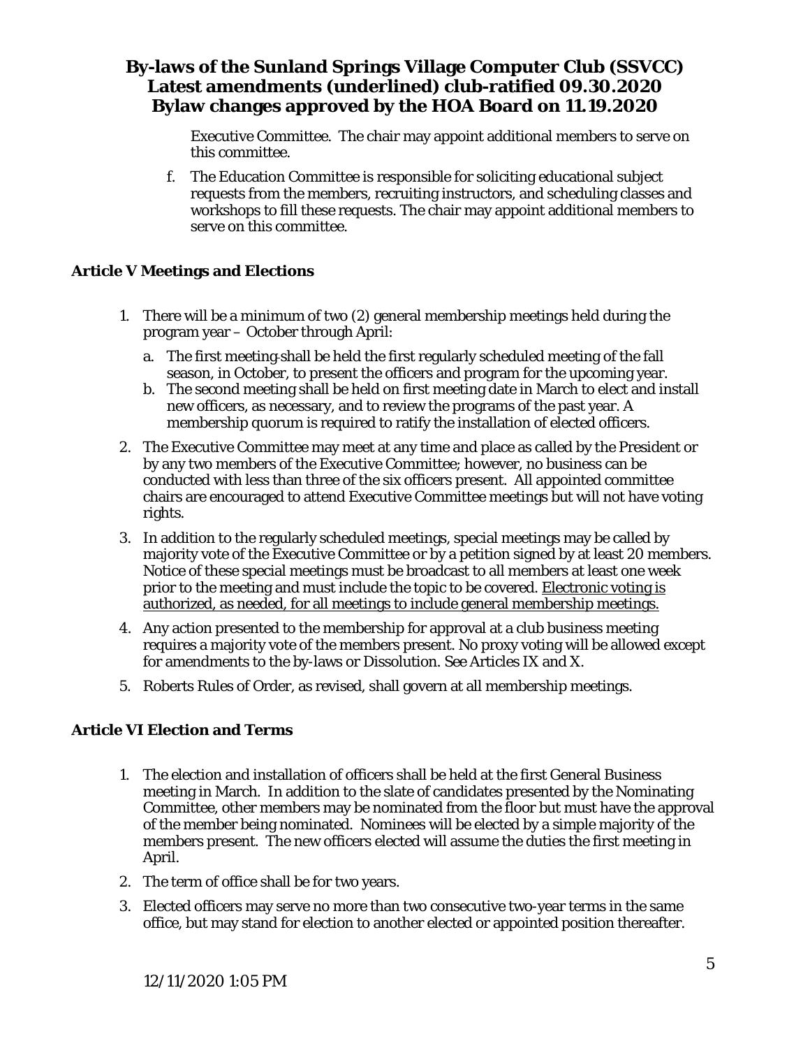Executive Committee. The chair may appoint additional members to serve on this committee.

f. The Education Committee is responsible for soliciting educational subject requests from the members, recruiting instructors, and scheduling classes and workshops to fill these requests. The chair may appoint additional members to serve on this committee.

## Article V Meetings and Elections

1. There will be a minimum of two (2) general membership meetings held during the program year – October through April:
   a. The first meeting shall be held the first regularly scheduled meeting of the fall season, in October, to present the officers and program for the upcoming year.
   b. The second meeting shall be held on first meeting date in March to elect and install new officers, as necessary, and to review the programs of the past year. A membership quorum is required to ratify the installation of elected officers.
2. The Executive Committee may meet at any time and place as called by the President or by any two members of the Executive Committee; however, no business can be conducted with less than three of the six officers present. All appointed committee chairs are encouraged to attend Executive Committee meetings but will not have voting rights.
3. In addition to the regularly scheduled meetings, special meetings may be called by majority vote of the Executive Committee or by a petition signed by at least 20 members. Notice of these special meetings must be broadcast to all members at least one week prior to the meeting and must include the topic to be covered. <u>Electronic voting is authorized, as needed, for all meetings to include general membership meetings.</u>
4. Any action presented to the membership for approval at a club business meeting requires a majority vote of the members present. No proxy voting will be allowed except for amendments to the by-laws or Dissolution. See Articles IX and X.
5. Roberts Rules of Order, as revised, shall govern at all membership meetings.

## Article VI Election and Terms

1. The election and installation of officers shall be held at the first General Business meeting in March. In addition to the slate of candidates presented by the Nominating Committee, other members may be nominated from the floor but must have the approval of the member being nominated. Nominees will be elected by a simple majority of the members present. The new officers elected will assume the duties the first meeting in April.
2. The term of office shall be for two years.
3. Elected officers may serve no more than two consecutive two-year terms in the same office, but may stand for election to another elected or appointed position thereafter.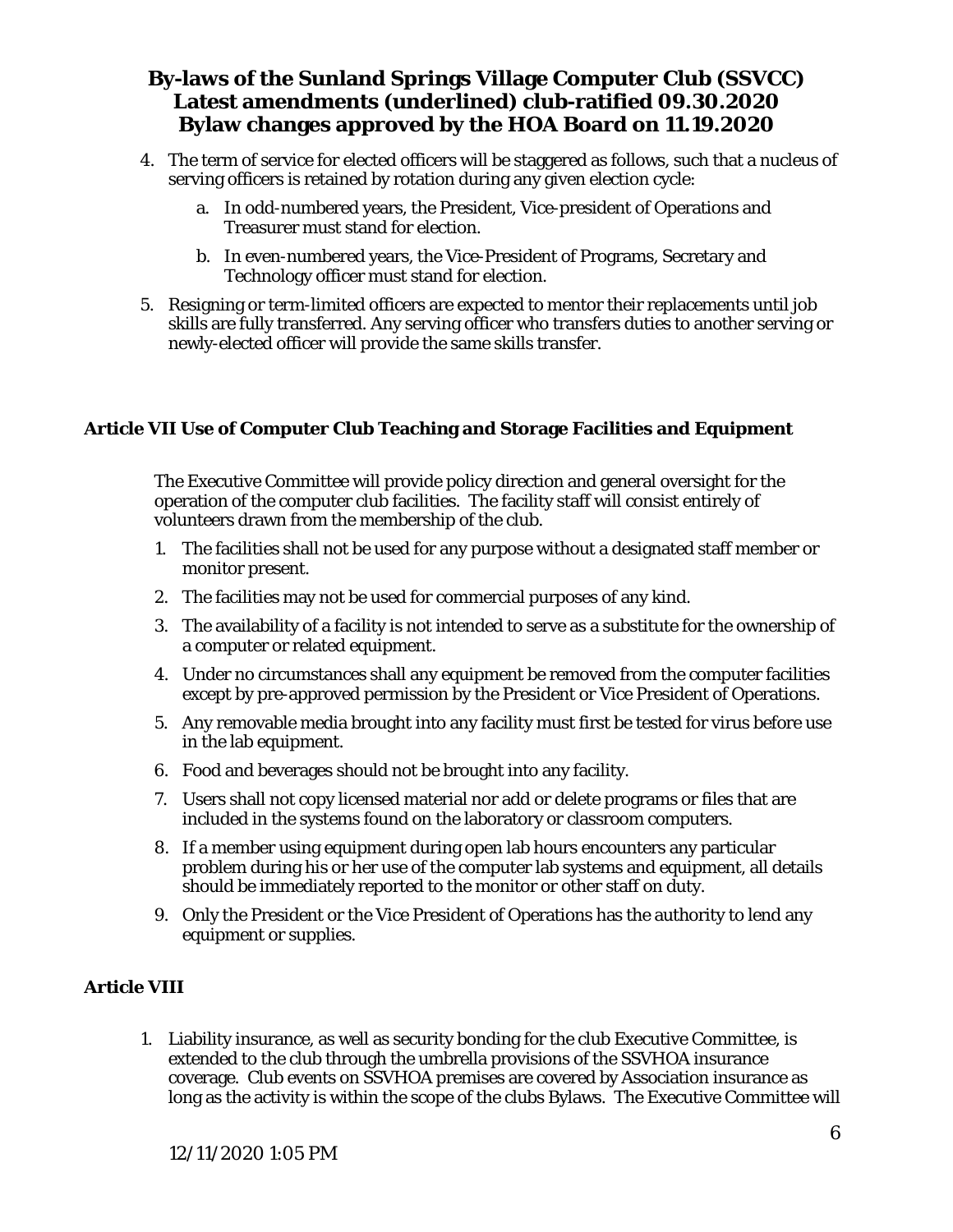4. The term of service for elected officers will be staggered as follows, such that a nucleus of serving officers is retained by rotation during any given election cycle:
    a. In odd-numbered years, the President, Vice-president of Operations and Treasurer must stand for election.
    b. In even-numbered years, the Vice-President of Programs, Secretary and Technology officer must stand for election.
5. Resigning or term-limited officers are expected to mentor their replacements until job skills are fully transferred. Any serving officer who transfers duties to another serving or newly-elected officer will provide the same skills transfer.

**Article VII Use of Computer Club Teaching and Storage Facilities and Equipment**

The Executive Committee will provide policy direction and general oversight for the operation of the computer club facilities. The facility staff will consist entirely of volunteers drawn from the membership of the club.

1. The facilities shall not be used for any purpose without a designated staff member or monitor present.
2. The facilities may not be used for commercial purposes of any kind.
3. The availability of a facility is not intended to serve as a substitute for the ownership of a computer or related equipment.
4. Under no circumstances shall any equipment be removed from the computer facilities except by pre-approved permission by the President or Vice President of Operations.
5. Any removable media brought into any facility must first be tested for virus before use in the lab equipment.
6. Food and beverages should not be brought into any facility.
7. Users shall not copy licensed material nor add or delete programs or files that are included in the systems found on the laboratory or classroom computers.
8. If a member using equipment during open lab hours encounters any particular problem during his or her use of the computer lab systems and equipment, all details should be immediately reported to the monitor or other staff on duty.
9. Only the President or the Vice President of Operations has the authority to lend any equipment or supplies.

**Article VIII**

1. Liability insurance, as well as security bonding for the club Executive Committee, is extended to the club through the umbrella provisions of the SSVHOA insurance coverage. Club events on SSVHOA premises are covered by Association insurance as long as the activity is within the scope of the clubs Bylaws. The Executive Committee will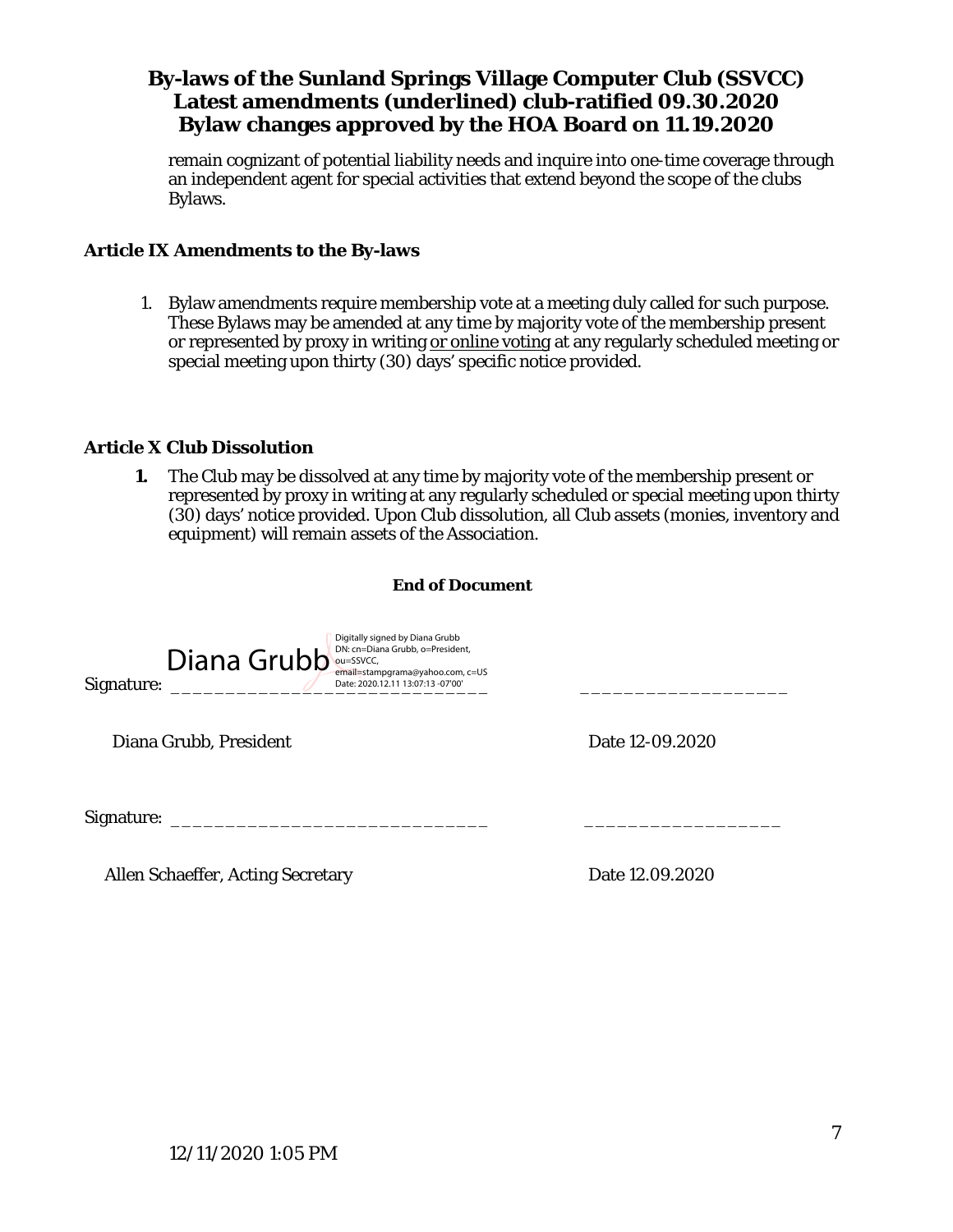remain cognizant of potential liability needs and inquire into one-time coverage through an independent agent for special activities that extend beyond the scope of the clubs Bylaws.

### Article IX Amendments to the By-laws

1. Bylaw amendments require membership vote at a meeting duly called for such purpose. These Bylaws may be amended at any time by majority vote of the membership present or represented by proxy in writing <u>or online voting</u> at any regularly scheduled meeting or special meeting upon thirty (30) days' specific notice provided.

### Article X Club Dissolution

**1.** The Club may be dissolved at any time by majority vote of the membership present or represented by proxy in writing at any regularly scheduled or special meeting upon thirty (30) days' notice provided. Upon Club dissolution, all Club assets (monies, inventory and equipment) will remain assets of the Association.

**End of Document**

Diana Grubb

Digitally signed by Diana Grubb
DN: cn=Diana Grubb, o=President, ou=SSVCC, email=stampgrama@yahoo.com, c=US
Date: 2020.12.11 13:07:13 -07'00'

Signature: _____________________________ ___________________

Diana Grubb, President Date 12-09.2020

Signature: _____________________________ ___________________

Allen Schaeffer, Acting Secretary Date 12.09.2020

12/11/2020 1:05 PM